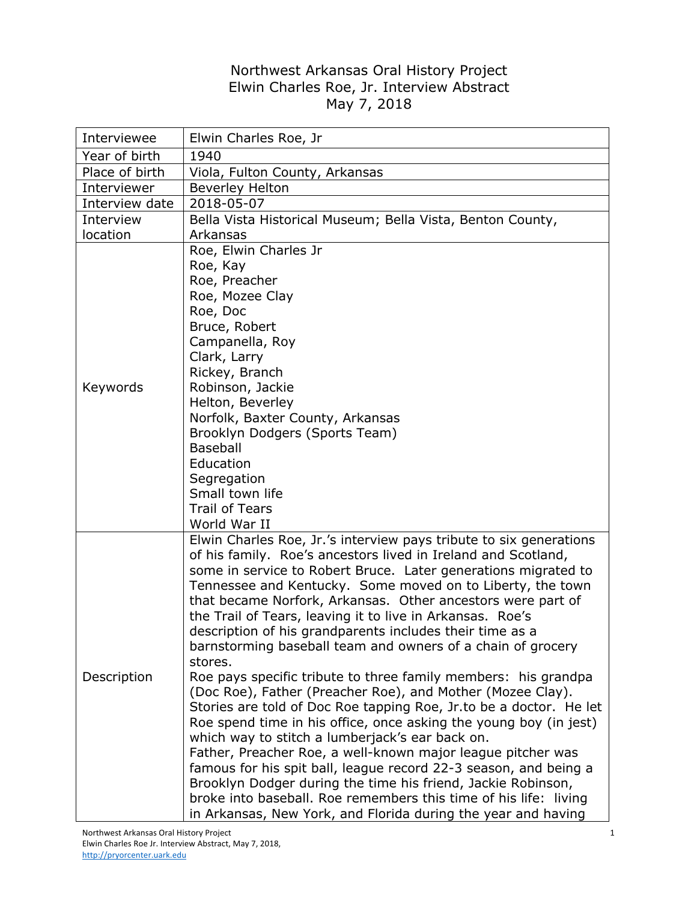# Northwest Arkansas Oral History Project
# Elwin Charles Roe, Jr. Interview Abstract
# May 7, 2018

| | |
|---|---|
| Interviewee | Elwin Charles Roe, Jr |
| Year of birth | 1940 |
| Place of birth | Viola, Fulton County, Arkansas |
| Interviewer | Beverley Helton |
| Interview date | 2018-05-07 |
| Interview location | Bella Vista Historical Museum; Bella Vista, Benton County, Arkansas |
| Keywords | Roe, Elwin Charles Jr<br>Roe, Kay<br>Roe, Preacher<br>Roe, Mozee Clay<br>Roe, Doc<br>Bruce, Robert<br>Campanella, Roy<br>Clark, Larry<br>Rickey, Branch<br>Robinson, Jackie<br>Helton, Beverley<br>Norfolk, Baxter County, Arkansas<br>Brooklyn Dodgers (Sports Team)<br>Baseball<br>Education<br>Segregation<br>Small town life<br>Trail of Tears<br>World War II |
| Description | Elwin Charles Roe, Jr.'s interview pays tribute to six generations of his family. Roe's ancestors lived in Ireland and Scotland, some in service to Robert Bruce. Later generations migrated to Tennessee and Kentucky. Some moved on to Liberty, the town that became Norfork, Arkansas. Other ancestors were part of the Trail of Tears, leaving it to live in Arkansas. Roe's description of his grandparents includes their time as a barnstorming baseball team and owners of a chain of grocery stores.<br>Roe pays specific tribute to three family members: his grandpa (Doc Roe), Father (Preacher Roe), and Mother (Mozee Clay). Stories are told of Doc Roe tapping Roe, Jr.to be a doctor. He let Roe spend time in his office, once asking the young boy (in jest) which way to stitch a lumberjack's ear back on.<br>Father, Preacher Roe, a well-known major league pitcher was famous for his spit ball, league record 22-3 season, and being a Brooklyn Dodger during the time his friend, Jackie Robinson, broke into baseball. Roe remembers this time of his life: living in Arkansas, New York, and Florida during the year and having |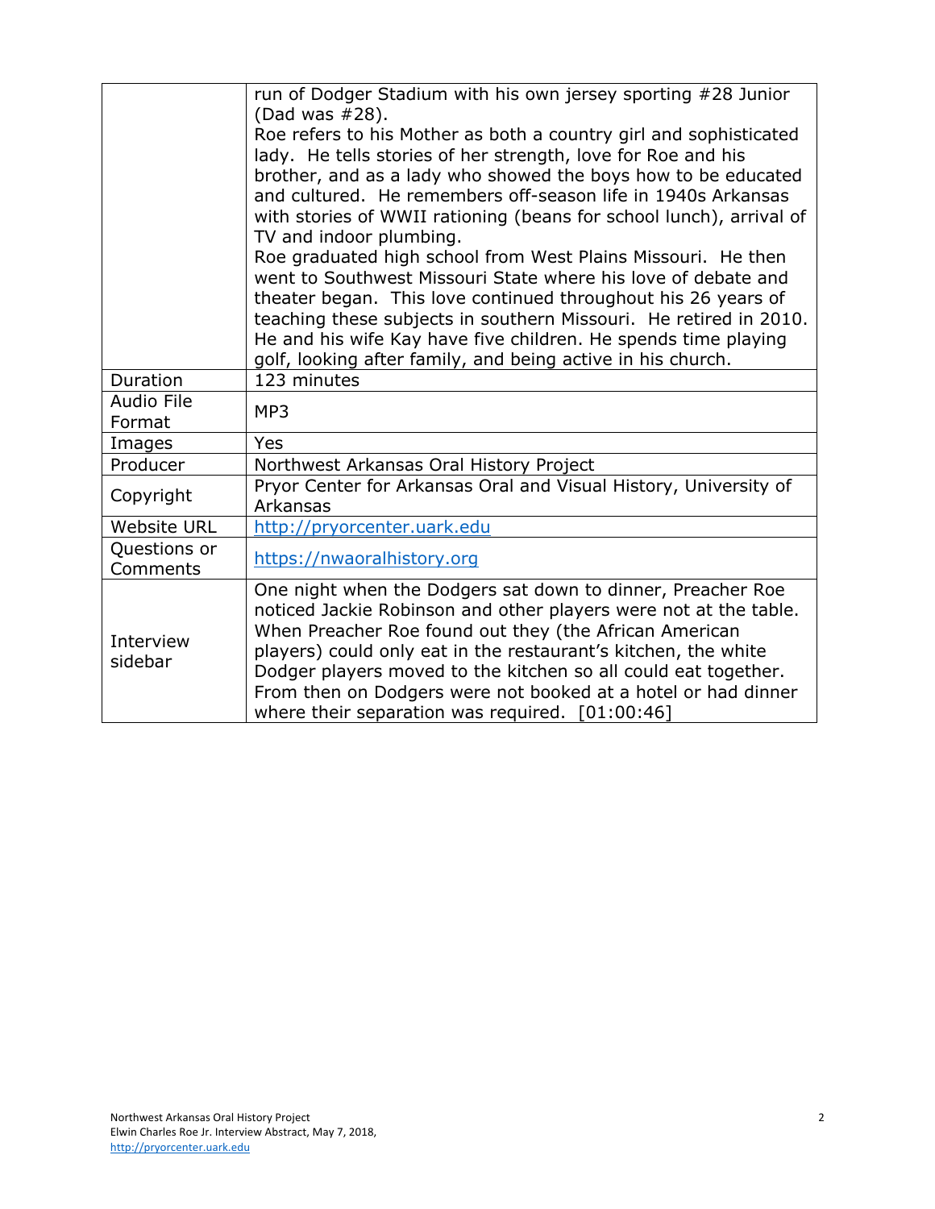| | |
|---|---|
| | run of Dodger Stadium with his own jersey sporting #28 Junior (Dad was #28).<br>Roe refers to his Mother as both a country girl and sophisticated lady. He tells stories of her strength, love for Roe and his brother, and as a lady who showed the boys how to be educated and cultured. He remembers off-season life in 1940s Arkansas with stories of WWII rationing (beans for school lunch), arrival of TV and indoor plumbing.<br>Roe graduated high school from West Plains Missouri. He then went to Southwest Missouri State where his love of debate and theater began. This love continued throughout his 26 years of teaching these subjects in southern Missouri. He retired in 2010. He and his wife Kay have five children. He spends time playing golf, looking after family, and being active in his church. |
| Duration | 123 minutes |
| Audio File Format | MP3 |
| Images | Yes |
| Producer | Northwest Arkansas Oral History Project |
| Copyright | Pryor Center for Arkansas Oral and Visual History, University of Arkansas |
| Website URL | http://pryorcenter.uark.edu |
| Questions or Comments | https://nwaoralhistory.org |
| Interview sidebar | One night when the Dodgers sat down to dinner, Preacher Roe noticed Jackie Robinson and other players were not at the table. When Preacher Roe found out they (the African American players) could only eat in the restaurant's kitchen, the white Dodger players moved to the kitchen so all could eat together. From then on Dodgers were not booked at a hotel or had dinner where their separation was required. [01:00:46] |